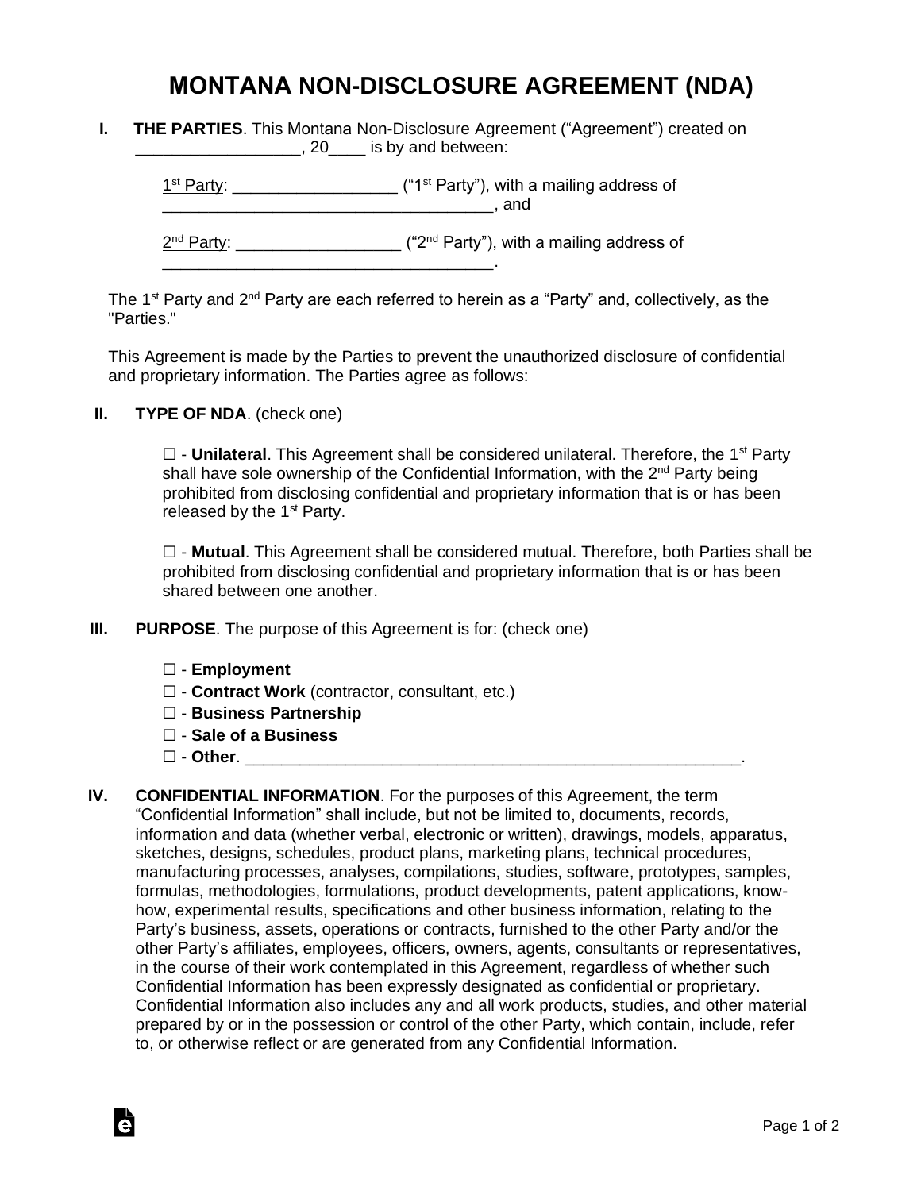# MONTANA NON-DISCLOSURE AGREEMENT (NDA)

**I. THE PARTIES**. This Montana Non-Disclosure Agreement ("Agreement") created on __________________, 20____ is by and between:

1st Party: _________________ ("1st Party"), with a mailing address of ____________________________________, and

2nd Party: _________________ ("2nd Party"), with a mailing address of ____________________________________.

The 1st Party and 2nd Party are each referred to herein as a "Party" and, collectively, as the "Parties."

This Agreement is made by the Parties to prevent the unauthorized disclosure of confidential and proprietary information. The Parties agree as follows:

**II. TYPE OF NDA**. (check one)

☐ - **Unilateral**. This Agreement shall be considered unilateral. Therefore, the 1st Party shall have sole ownership of the Confidential Information, with the 2nd Party being prohibited from disclosing confidential and proprietary information that is or has been released by the 1st Party.

☐ - **Mutual**. This Agreement shall be considered mutual. Therefore, both Parties shall be prohibited from disclosing confidential and proprietary information that is or has been shared between one another.

**III. PURPOSE**. The purpose of this Agreement is for: (check one)

☐ - **Employment**
☐ - **Contract Work** (contractor, consultant, etc.)
☐ - **Business Partnership**
☐ - **Sale of a Business**
☐ - **Other**. _______________________________________________________.

**IV. CONFIDENTIAL INFORMATION**. For the purposes of this Agreement, the term "Confidential Information" shall include, but not be limited to, documents, records, information and data (whether verbal, electronic or written), drawings, models, apparatus, sketches, designs, schedules, product plans, marketing plans, technical procedures, manufacturing processes, analyses, compilations, studies, software, prototypes, samples, formulas, methodologies, formulations, product developments, patent applications, know-how, experimental results, specifications and other business information, relating to the Party's business, assets, operations or contracts, furnished to the other Party and/or the other Party's affiliates, employees, officers, owners, agents, consultants or representatives, in the course of their work contemplated in this Agreement, regardless of whether such Confidential Information has been expressly designated as confidential or proprietary. Confidential Information also includes any and all work products, studies, and other material prepared by or in the possession or control of the other Party, which contain, include, refer to, or otherwise reflect or are generated from any Confidential Information.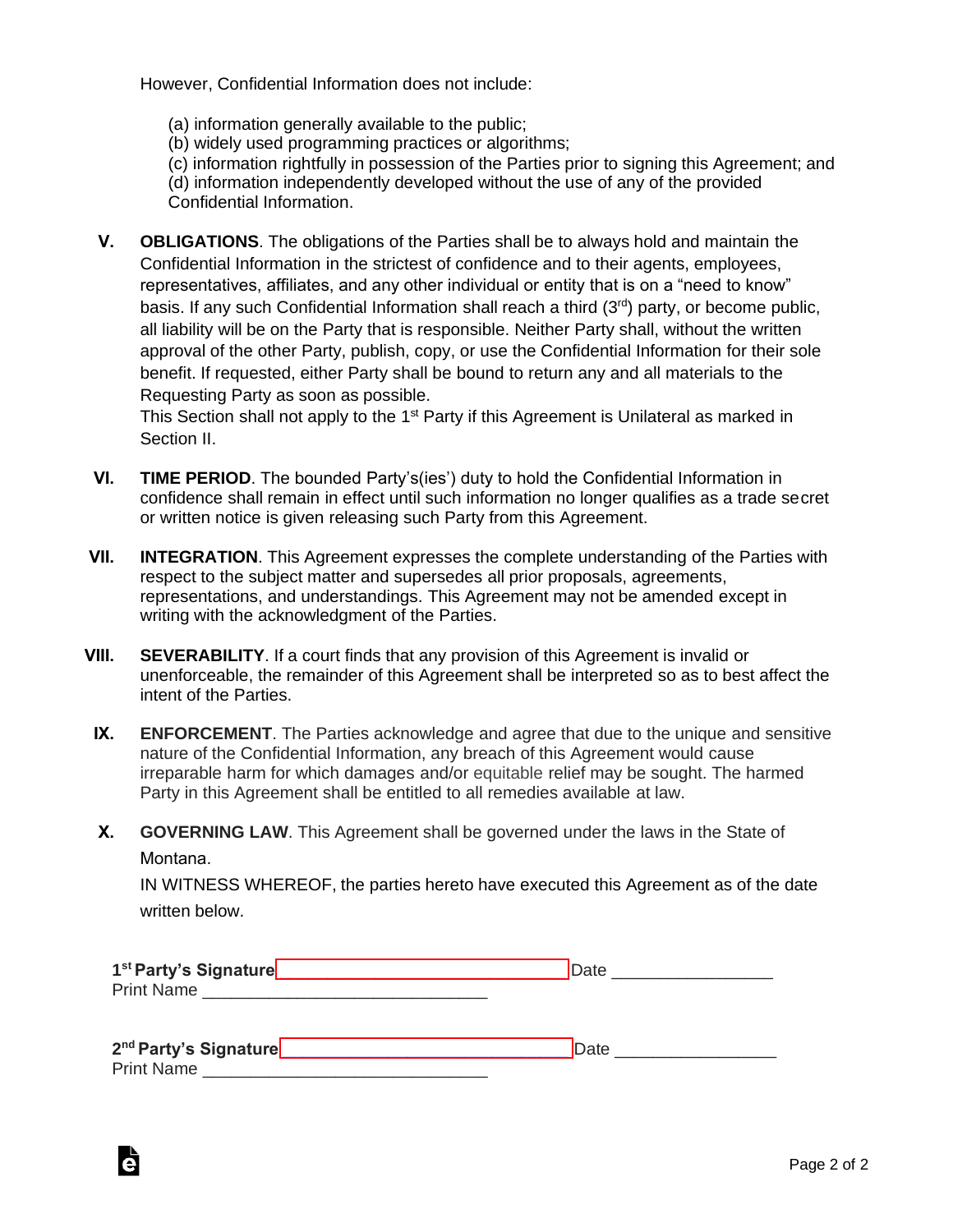However, Confidential Information does not include:

(a) information generally available to the public;
(b) widely used programming practices or algorithms;
(c) information rightfully in possession of the Parties prior to signing this Agreement; and
(d) information independently developed without the use of any of the provided Confidential Information.

**V. OBLIGATIONS**. The obligations of the Parties shall be to always hold and maintain the Confidential Information in the strictest of confidence and to their agents, employees, representatives, affiliates, and any other individual or entity that is on a "need to know" basis. If any such Confidential Information shall reach a third (3rd) party, or become public, all liability will be on the Party that is responsible. Neither Party shall, without the written approval of the other Party, publish, copy, or use the Confidential Information for their sole benefit. If requested, either Party shall be bound to return any and all materials to the Requesting Party as soon as possible.
This Section shall not apply to the 1st Party if this Agreement is Unilateral as marked in Section II.

**VI. TIME PERIOD**. The bounded Party's(ies') duty to hold the Confidential Information in confidence shall remain in effect until such information no longer qualifies as a trade secret or written notice is given releasing such Party from this Agreement.

**VII. INTEGRATION**. This Agreement expresses the complete understanding of the Parties with respect to the subject matter and supersedes all prior proposals, agreements, representations, and understandings. This Agreement may not be amended except in writing with the acknowledgment of the Parties.

**VIII. SEVERABILITY**. If a court finds that any provision of this Agreement is invalid or unenforceable, the remainder of this Agreement shall be interpreted so as to best affect the intent of the Parties.

**IX. ENFORCEMENT**. The Parties acknowledge and agree that due to the unique and sensitive nature of the Confidential Information, any breach of this Agreement would cause irreparable harm for which damages and/or equitable relief may be sought. The harmed Party in this Agreement shall be entitled to all remedies available at law.

**X. GOVERNING LAW**. This Agreement shall be governed under the laws in the State of Montana.

IN WITNESS WHEREOF, the parties hereto have executed this Agreement as of the date written below.

**1st Party's Signature** ______________________________ Date ________________
Print Name ______________________________

**2nd Party's Signature** ______________________________ Date ________________
Print Name ______________________________